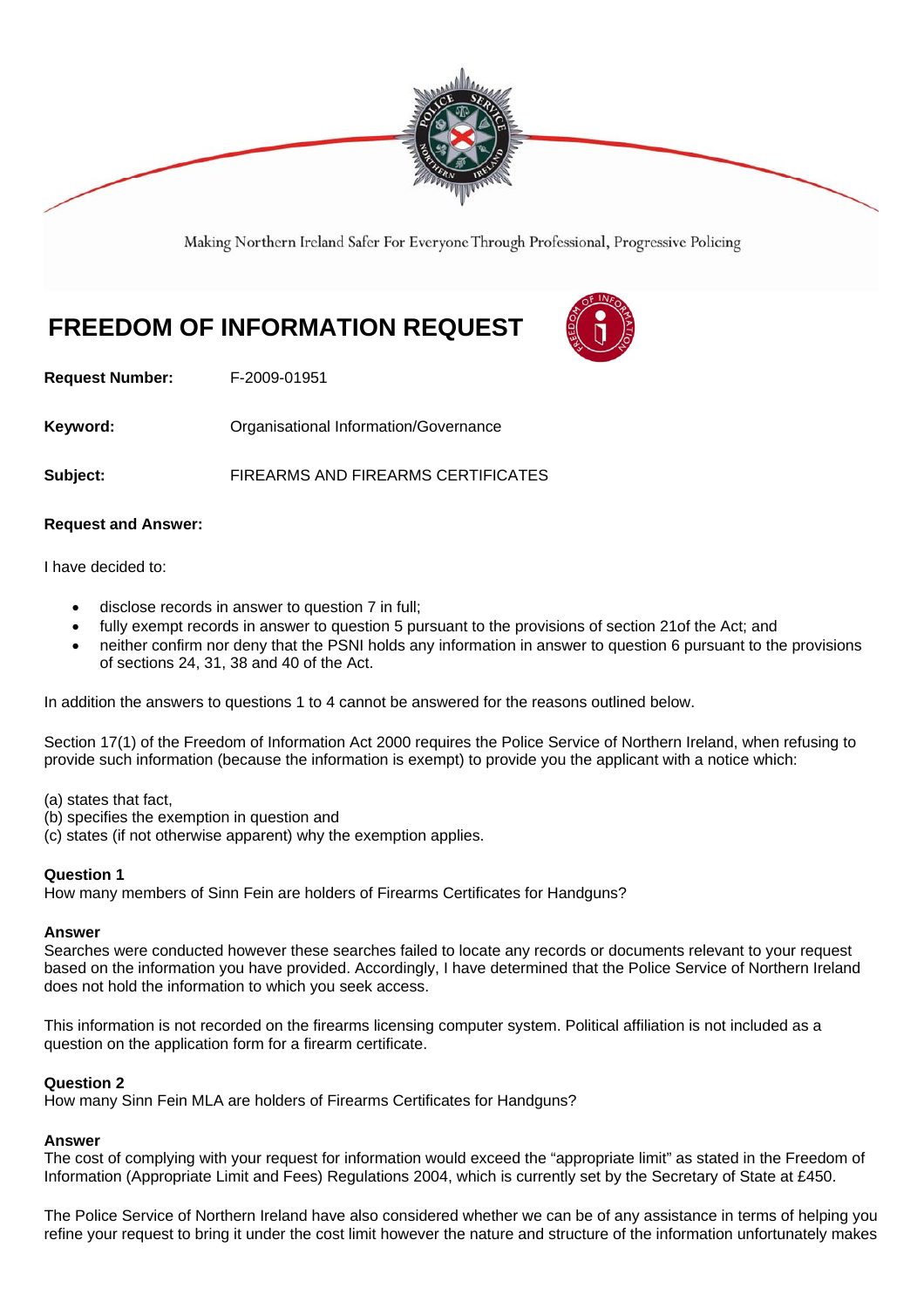Making Northern Ireland Safer For Everyone Through Professional, Progressive Policing

# FREEDOM OF INFORMATION REQUEST

**Request Number:** F-2009-01951

**Keyword:** Organisational Information/Governance

**Subject:** FIREARMS AND FIREARMS CERTIFICATES

**Request and Answer:**

I have decided to:

- disclose records in answer to question 7 in full;
- fully exempt records in answer to question 5 pursuant to the provisions of section 21of the Act; and
- neither confirm nor deny that the PSNI holds any information in answer to question 6 pursuant to the provisions of sections 24, 31, 38 and 40 of the Act.

In addition the answers to questions 1 to 4 cannot be answered for the reasons outlined below.

Section 17(1) of the Freedom of Information Act 2000 requires the Police Service of Northern Ireland, when refusing to provide such information (because the information is exempt) to provide you the applicant with a notice which:

(a) states that fact,
(b) specifies the exemption in question and
(c) states (if not otherwise apparent) why the exemption applies.

**Question 1**
How many members of Sinn Fein are holders of Firearms Certificates for Handguns?

**Answer**
Searches were conducted however these searches failed to locate any records or documents relevant to your request based on the information you have provided. Accordingly, I have determined that the Police Service of Northern Ireland does not hold the information to which you seek access.

This information is not recorded on the firearms licensing computer system. Political affiliation is not included as a question on the application form for a firearm certificate.

**Question 2**
How many Sinn Fein MLA are holders of Firearms Certificates for Handguns?

**Answer**
The cost of complying with your request for information would exceed the "appropriate limit" as stated in the Freedom of Information (Appropriate Limit and Fees) Regulations 2004, which is currently set by the Secretary of State at £450.

The Police Service of Northern Ireland have also considered whether we can be of any assistance in terms of helping you refine your request to bring it under the cost limit however the nature and structure of the information unfortunately makes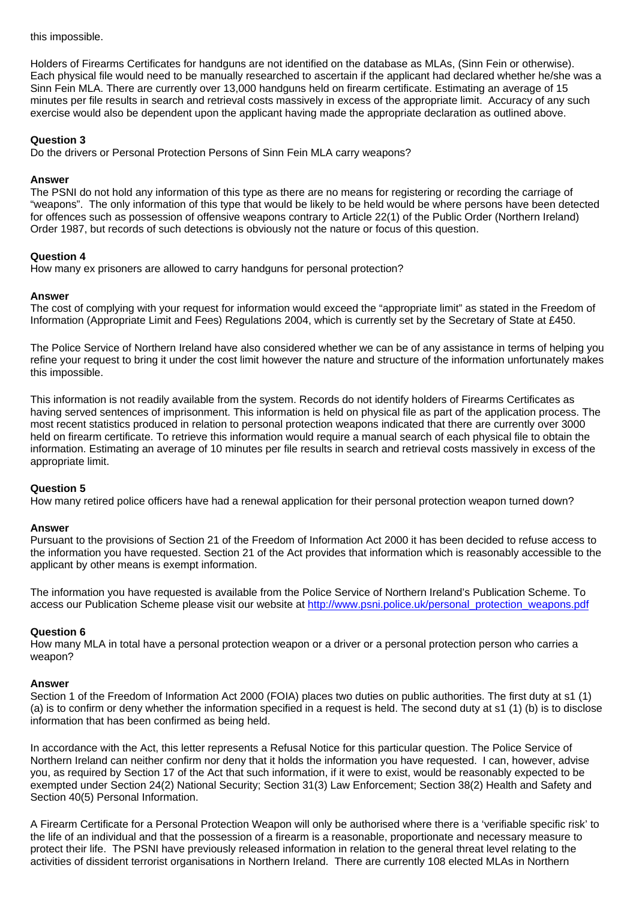this impossible.

Holders of Firearms Certificates for handguns are not identified on the database as MLAs, (Sinn Fein or otherwise). Each physical file would need to be manually researched to ascertain if the applicant had declared whether he/she was a Sinn Fein MLA. There are currently over 13,000 handguns held on firearm certificate. Estimating an average of 15 minutes per file results in search and retrieval costs massively in excess of the appropriate limit. Accuracy of any such exercise would also be dependent upon the applicant having made the appropriate declaration as outlined above.

**Question 3**
Do the drivers or Personal Protection Persons of Sinn Fein MLA carry weapons?

**Answer**
The PSNI do not hold any information of this type as there are no means for registering or recording the carriage of "weapons". The only information of this type that would be likely to be held would be where persons have been detected for offences such as possession of offensive weapons contrary to Article 22(1) of the Public Order (Northern Ireland) Order 1987, but records of such detections is obviously not the nature or focus of this question.

**Question 4**
How many ex prisoners are allowed to carry handguns for personal protection?

**Answer**
The cost of complying with your request for information would exceed the "appropriate limit" as stated in the Freedom of Information (Appropriate Limit and Fees) Regulations 2004, which is currently set by the Secretary of State at £450.

The Police Service of Northern Ireland have also considered whether we can be of any assistance in terms of helping you refine your request to bring it under the cost limit however the nature and structure of the information unfortunately makes this impossible.

This information is not readily available from the system. Records do not identify holders of Firearms Certificates as having served sentences of imprisonment. This information is held on physical file as part of the application process. The most recent statistics produced in relation to personal protection weapons indicated that there are currently over 3000 held on firearm certificate. To retrieve this information would require a manual search of each physical file to obtain the information. Estimating an average of 10 minutes per file results in search and retrieval costs massively in excess of the appropriate limit.

**Question 5**
How many retired police officers have had a renewal application for their personal protection weapon turned down?

**Answer**
Pursuant to the provisions of Section 21 of the Freedom of Information Act 2000 it has been decided to refuse access to the information you have requested. Section 21 of the Act provides that information which is reasonably accessible to the applicant by other means is exempt information.

The information you have requested is available from the Police Service of Northern Ireland's Publication Scheme. To access our Publication Scheme please visit our website at http://www.psni.police.uk/personal_protection_weapons.pdf

**Question 6**
How many MLA in total have a personal protection weapon or a driver or a personal protection person who carries a weapon?

**Answer**
Section 1 of the Freedom of Information Act 2000 (FOIA) places two duties on public authorities. The first duty at s1 (1) (a) is to confirm or deny whether the information specified in a request is held. The second duty at s1 (1) (b) is to disclose information that has been confirmed as being held.

In accordance with the Act, this letter represents a Refusal Notice for this particular question. The Police Service of Northern Ireland can neither confirm nor deny that it holds the information you have requested. I can, however, advise you, as required by Section 17 of the Act that such information, if it were to exist, would be reasonably expected to be exempted under Section 24(2) National Security; Section 31(3) Law Enforcement; Section 38(2) Health and Safety and Section 40(5) Personal Information.

A Firearm Certificate for a Personal Protection Weapon will only be authorised where there is a 'verifiable specific risk' to the life of an individual and that the possession of a firearm is a reasonable, proportionate and necessary measure to protect their life. The PSNI have previously released information in relation to the general threat level relating to the activities of dissident terrorist organisations in Northern Ireland. There are currently 108 elected MLAs in Northern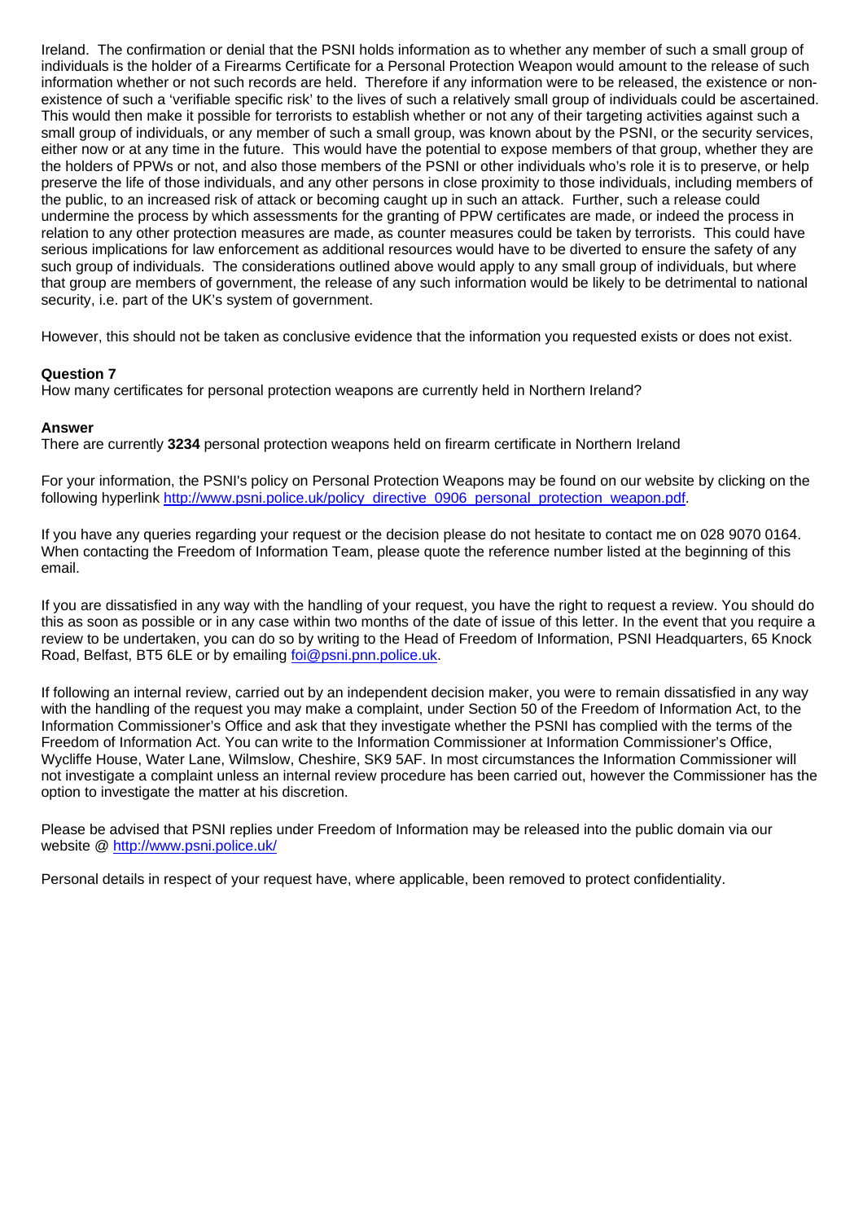Ireland. The confirmation or denial that the PSNI holds information as to whether any member of such a small group of individuals is the holder of a Firearms Certificate for a Personal Protection Weapon would amount to the release of such information whether or not such records are held. Therefore if any information were to be released, the existence or non-existence of such a 'verifiable specific risk' to the lives of such a relatively small group of individuals could be ascertained. This would then make it possible for terrorists to establish whether or not any of their targeting activities against such a small group of individuals, or any member of such a small group, was known about by the PSNI, or the security services, either now or at any time in the future. This would have the potential to expose members of that group, whether they are the holders of PPWs or not, and also those members of the PSNI or other individuals who's role it is to preserve, or help preserve the life of those individuals, and any other persons in close proximity to those individuals, including members of the public, to an increased risk of attack or becoming caught up in such an attack. Further, such a release could undermine the process by which assessments for the granting of PPW certificates are made, or indeed the process in relation to any other protection measures are made, as counter measures could be taken by terrorists. This could have serious implications for law enforcement as additional resources would have to be diverted to ensure the safety of any such group of individuals. The considerations outlined above would apply to any small group of individuals, but where that group are members of government, the release of any such information would be likely to be detrimental to national security, i.e. part of the UK's system of government.

However, this should not be taken as conclusive evidence that the information you requested exists or does not exist.

**Question 7**
How many certificates for personal protection weapons are currently held in Northern Ireland?

**Answer**
There are currently **3234** personal protection weapons held on firearm certificate in Northern Ireland

For your information, the PSNI's policy on Personal Protection Weapons may be found on our website by clicking on the following hyperlink [http://www.psni.police.uk/policy_directive_0906_personal_protection_weapon.pdf](http://www.psni.police.uk/policy_directive_0906_personal_protection_weapon.pdf).

If you have any queries regarding your request or the decision please do not hesitate to contact me on 028 9070 0164. When contacting the Freedom of Information Team, please quote the reference number listed at the beginning of this email.

If you are dissatisfied in any way with the handling of your request, you have the right to request a review. You should do this as soon as possible or in any case within two months of the date of issue of this letter. In the event that you require a review to be undertaken, you can do so by writing to the Head of Freedom of Information, PSNI Headquarters, 65 Knock Road, Belfast, BT5 6LE or by emailing [foi@psni.pnn.police.uk](mailto:foi@psni.pnn.police.uk).

If following an internal review, carried out by an independent decision maker, you were to remain dissatisfied in any way with the handling of the request you may make a complaint, under Section 50 of the Freedom of Information Act, to the Information Commissioner's Office and ask that they investigate whether the PSNI has complied with the terms of the Freedom of Information Act. You can write to the Information Commissioner at Information Commissioner's Office, Wycliffe House, Water Lane, Wilmslow, Cheshire, SK9 5AF. In most circumstances the Information Commissioner will not investigate a complaint unless an internal review procedure has been carried out, however the Commissioner has the option to investigate the matter at his discretion.

Please be advised that PSNI replies under Freedom of Information may be released into the public domain via our website @ [http://www.psni.police.uk/](http://www.psni.police.uk/)

Personal details in respect of your request have, where applicable, been removed to protect confidentiality.